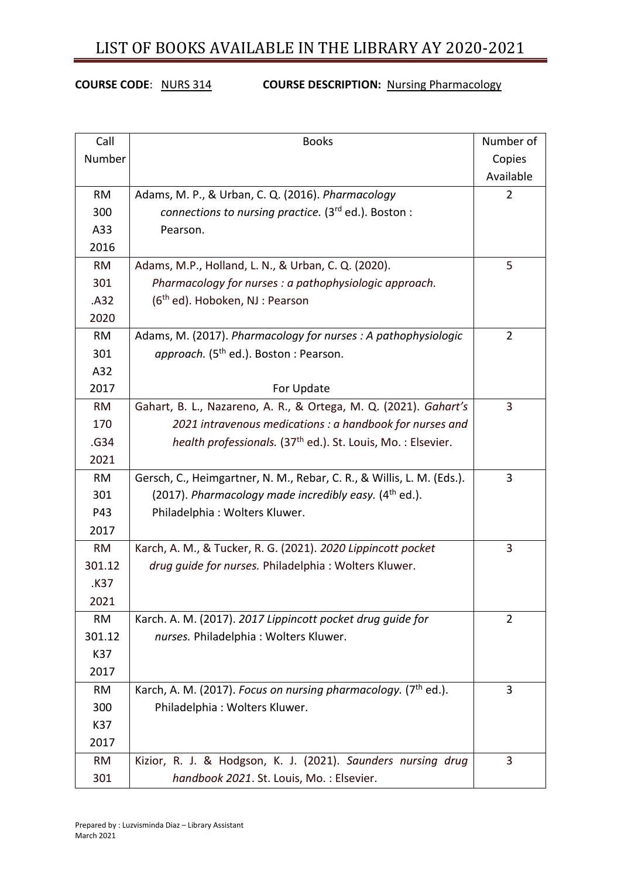# LIST OF BOOKS AVAILABLE IN THE LIBRARY AY 2020-2021

**COURSE CODE**: NURS 314 **COURSE DESCRIPTION:** Nursing Pharmacology

| Call Number | Books | Number of Copies Available |
|---|---|---|
| RM 300 A33 2016 | Adams, M. P., & Urban, C. Q. (2016). *Pharmacology connections to nursing practice.* (3rd ed.). Boston : Pearson. | 2 |
| RM 301 .A32 2020 | Adams, M.P., Holland, L. N., & Urban, C. Q. (2020). *Pharmacology for nurses : a pathophysiologic approach.* (6th ed). Hoboken, NJ : Pearson | 5 |
| RM 301 A32 2017 | Adams, M. (2017). *Pharmacology for nurses : A pathophysiologic approach.* (5th ed.). Boston : Pearson. For Update | 2 |
| RM 170 .G34 2021 | Gahart, B. L., Nazareno, A. R., & Ortega, M. Q. (2021). *Gahart's 2021 intravenous medications : a handbook for nurses and health professionals.* (37th ed.). St. Louis, Mo. : Elsevier. | 3 |
| RM 301 P43 2017 | Gersch, C., Heimgartner, N. M., Rebar, C. R., & Willis, L. M. (Eds.). (2017). *Pharmacology made incredibly easy.* (4th ed.). Philadelphia : Wolters Kluwer. | 3 |
| RM 301.12 .K37 2021 | Karch, A. M., & Tucker, R. G. (2021). *2020 Lippincott pocket drug guide for nurses.* Philadelphia : Wolters Kluwer. | 3 |
| RM 301.12 K37 2017 | Karch. A. M. (2017). *2017 Lippincott pocket drug guide for nurses.* Philadelphia : Wolters Kluwer. | 2 |
| RM 300 K37 2017 | Karch, A. M. (2017). *Focus on nursing pharmacology.* (7th ed.). Philadelphia : Wolters Kluwer. | 3 |
| RM 301 | Kizior, R. J. & Hodgson, K. J. (2021). *Saunders nursing drug handbook 2021*. St. Louis, Mo. : Elsevier. | 3 |

Prepared by : Luzvisminda Diaz – Library Assistant
March 2021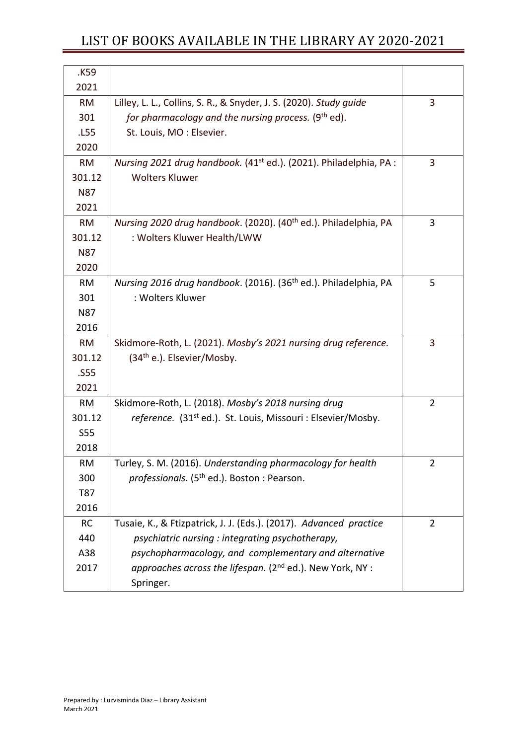| | | |
|---|---|---|
| .K59 2021 | | |
| RM 301 .L55 2020 | Lilley, L. L., Collins, S. R., & Snyder, J. S. (2020). *Study guide for pharmacology and the nursing process.* (9th ed). St. Louis, MO : Elsevier. | 3 |
| RM 301.12 N87 2021 | *Nursing 2021 drug handbook.* (41st ed.). (2021). Philadelphia, PA : Wolters Kluwer | 3 |
| RM 301.12 N87 2020 | *Nursing 2020 drug handbook*. (2020). (40th ed.). Philadelphia, PA : Wolters Kluwer Health/LWW | 3 |
| RM 301 N87 2016 | *Nursing 2016 drug handbook*. (2016). (36th ed.). Philadelphia, PA : Wolters Kluwer | 5 |
| RM 301.12 .S55 2021 | Skidmore-Roth, L. (2021). *Mosby's 2021 nursing drug reference.* (34th e.). Elsevier/Mosby. | 3 |
| RM 301.12 S55 2018 | Skidmore-Roth, L. (2018). *Mosby's 2018 nursing drug reference.* (31st ed.). St. Louis, Missouri : Elsevier/Mosby. | 2 |
| RM 300 T87 2016 | Turley, S. M. (2016). *Understanding pharmacology for health professionals.* (5th ed.). Boston : Pearson. | 2 |
| RC 440 A38 2017 | Tusaie, K., & Ftizpatrick, J. J. (Eds.). (2017). *Advanced practice psychiatric nursing : integrating psychotherapy, psychopharmacology, and complementary and alternative approaches across the lifespan.* (2nd ed.). New York, NY : Springer. | 2 |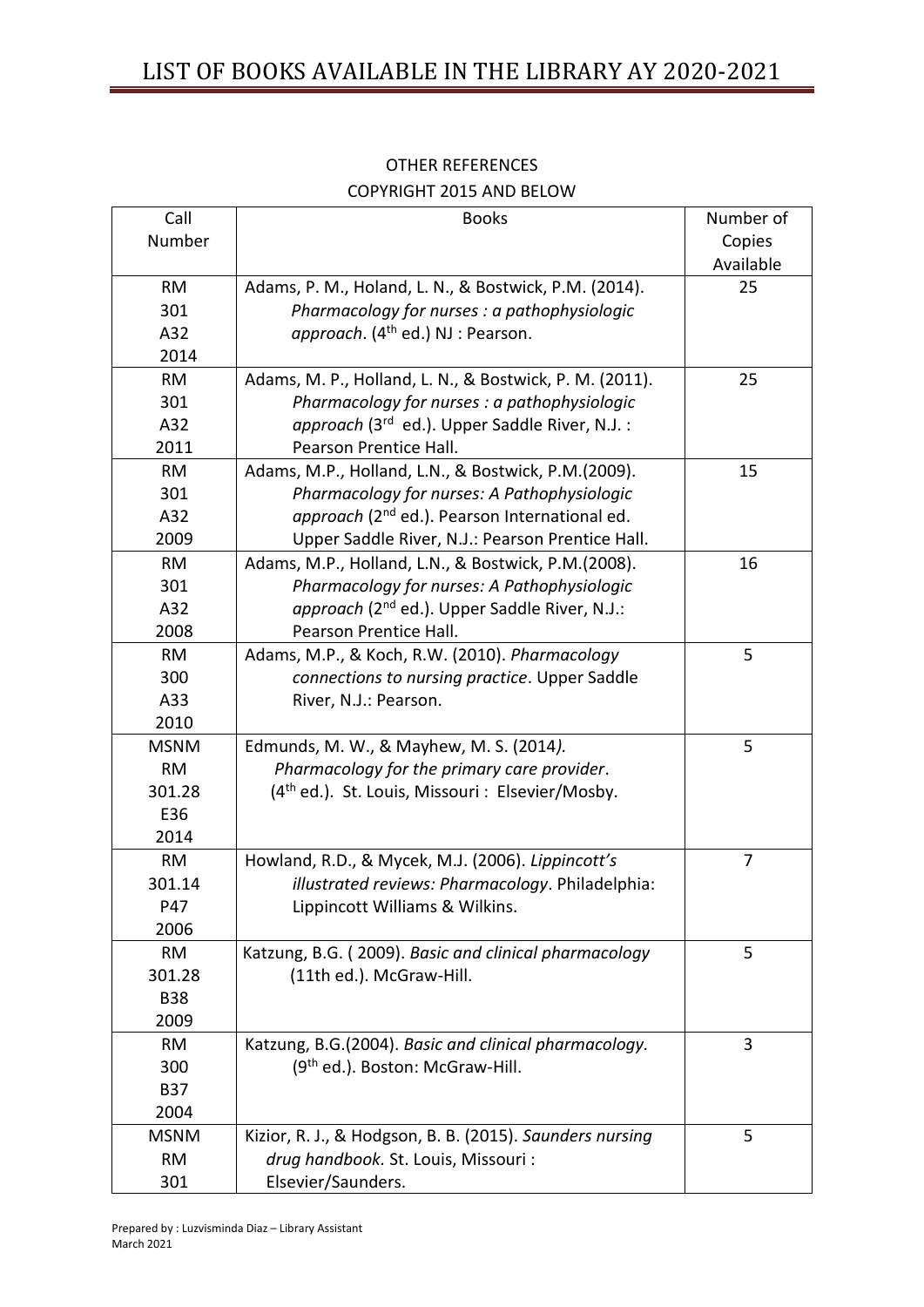OTHER REFERENCES

COPYRIGHT 2015 AND BELOW

| Call Number | Books | Number of Copies Available |
|---|---|---|
| RM 301 A32 2014 | Adams, P. M., Holand, L. N., & Bostwick, P.M. (2014). *Pharmacology for nurses : a pathophysiologic approach*. (4th ed.) NJ : Pearson. | 25 |
| RM 301 A32 2011 | Adams, M. P., Holland, L. N., & Bostwick, P. M. (2011). *Pharmacology for nurses : a pathophysiologic approach* (3rd ed.). Upper Saddle River, N.J. : Pearson Prentice Hall. | 25 |
| RM 301 A32 2009 | Adams, M.P., Holland, L.N., & Bostwick, P.M.(2009). *Pharmacology for nurses: A Pathophysiologic approach* (2nd ed.). Pearson International ed. Upper Saddle River, N.J.: Pearson Prentice Hall. | 15 |
| RM 301 A32 2008 | Adams, M.P., Holland, L.N., & Bostwick, P.M.(2008). *Pharmacology for nurses: A Pathophysiologic approach* (2nd ed.). Upper Saddle River, N.J.: Pearson Prentice Hall. | 16 |
| RM 300 A33 2010 | Adams, M.P., & Koch, R.W. (2010). *Pharmacology connections to nursing practice*. Upper Saddle River, N.J.: Pearson. | 5 |
| MSNM RM 301.28 E36 2014 | Edmunds, M. W., & Mayhew, M. S. (2014). *Pharmacology for the primary care provider*. (4th ed.). St. Louis, Missouri : Elsevier/Mosby. | 5 |
| RM 301.14 P47 2006 | Howland, R.D., & Mycek, M.J. (2006). *Lippincott's illustrated reviews: Pharmacology*. Philadelphia: Lippincott Williams & Wilkins. | 7 |
| RM 301.28 B38 2009 | Katzung, B.G. ( 2009). *Basic and clinical pharmacology* (11th ed.). McGraw-Hill. | 5 |
| RM 300 B37 2004 | Katzung, B.G.(2004). *Basic and clinical pharmacology.* (9th ed.). Boston: McGraw-Hill. | 3 |
| MSNM RM 301 | Kizior, R. J., & Hodgson, B. B. (2015). *Saunders nursing drug handbook.* St. Louis, Missouri : Elsevier/Saunders. | 5 |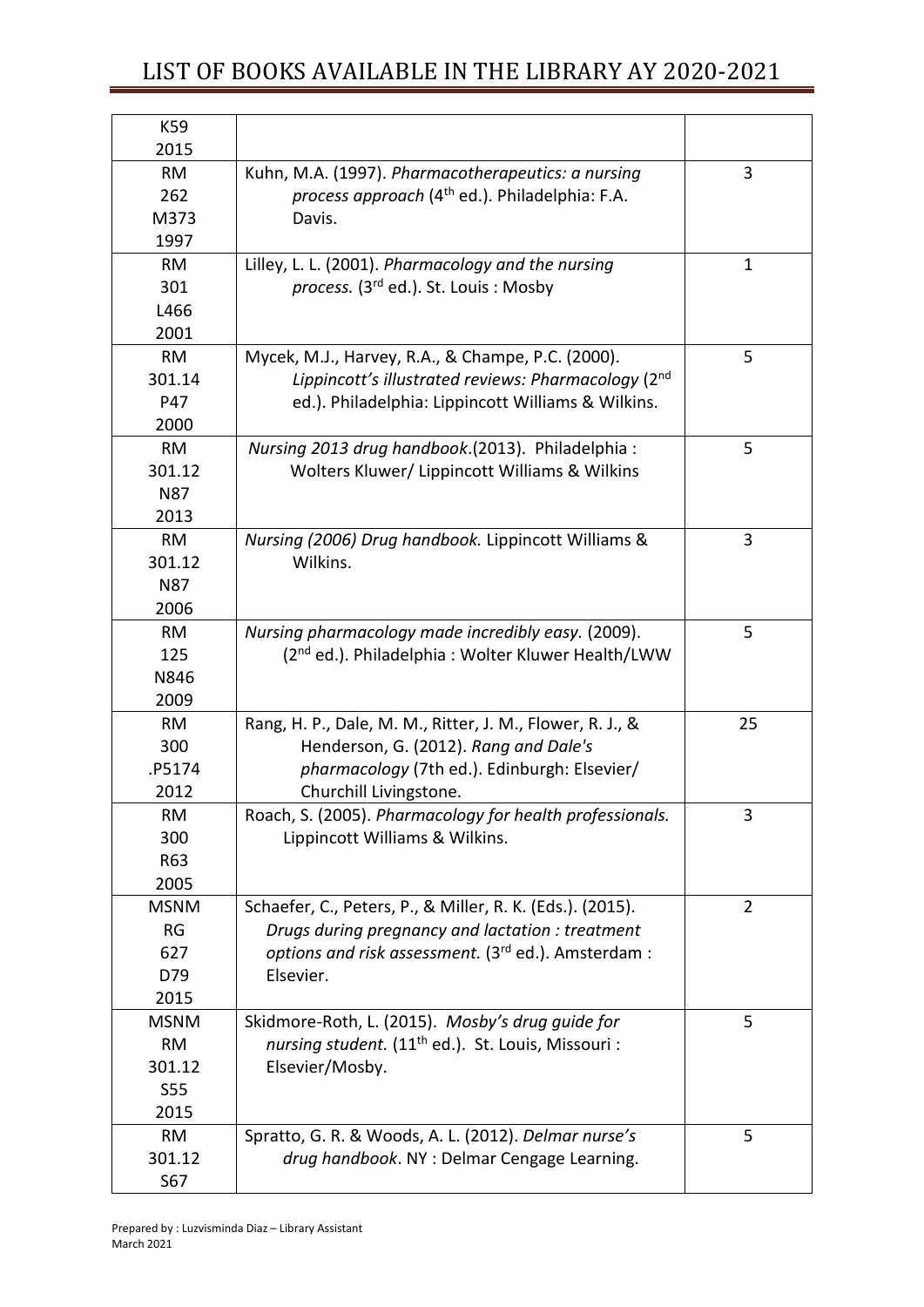| | | |
|---|---|---|
| K59<br>2015 | | |
| RM<br>262<br>M373<br>1997 | Kuhn, M.A. (1997). *Pharmacotherapeutics: a nursing process approach* (4th ed.). Philadelphia: F.A. Davis. | 3 |
| RM<br>301<br>L466<br>2001 | Lilley, L. L. (2001). *Pharmacology and the nursing process.* (3rd ed.). St. Louis : Mosby | 1 |
| RM<br>301.14<br>P47<br>2000 | Mycek, M.J., Harvey, R.A., & Champe, P.C. (2000). *Lippincott's illustrated reviews: Pharmacology* (2nd ed.). Philadelphia: Lippincott Williams & Wilkins. | 5 |
| RM<br>301.12<br>N87<br>2013 | *Nursing 2013 drug handbook*.(2013). Philadelphia : Wolters Kluwer/ Lippincott Williams & Wilkins | 5 |
| RM<br>301.12<br>N87<br>2006 | *Nursing (2006) Drug handbook.* Lippincott Williams & Wilkins. | 3 |
| RM<br>125<br>N846<br>2009 | *Nursing pharmacology made incredibly easy.* (2009). (2nd ed.). Philadelphia : Wolter Kluwer Health/LWW | 5 |
| RM<br>300<br>.P5174<br>2012 | Rang, H. P., Dale, M. M., Ritter, J. M., Flower, R. J., & Henderson, G. (2012). *Rang and Dale's pharmacology* (7th ed.). Edinburgh: Elsevier/ Churchill Livingstone. | 25 |
| RM<br>300<br>R63<br>2005 | Roach, S. (2005). *Pharmacology for health professionals.* Lippincott Williams & Wilkins. | 3 |
| MSNM<br>RG<br>627<br>D79<br>2015 | Schaefer, C., Peters, P., & Miller, R. K. (Eds.). (2015). *Drugs during pregnancy and lactation : treatment options and risk assessment.* (3rd ed.). Amsterdam : Elsevier. | 2 |
| MSNM<br>RM<br>301.12<br>S55<br>2015 | Skidmore-Roth, L. (2015). *Mosby's drug guide for nursing student.* (11th ed.). St. Louis, Missouri : Elsevier/Mosby. | 5 |
| RM<br>301.12<br>S67 | Spratto, G. R. & Woods, A. L. (2012). *Delmar nurse's drug handbook*. NY : Delmar Cengage Learning. | 5 |

Prepared by : Luzvisminda Diaz – Library Assistant
March 2021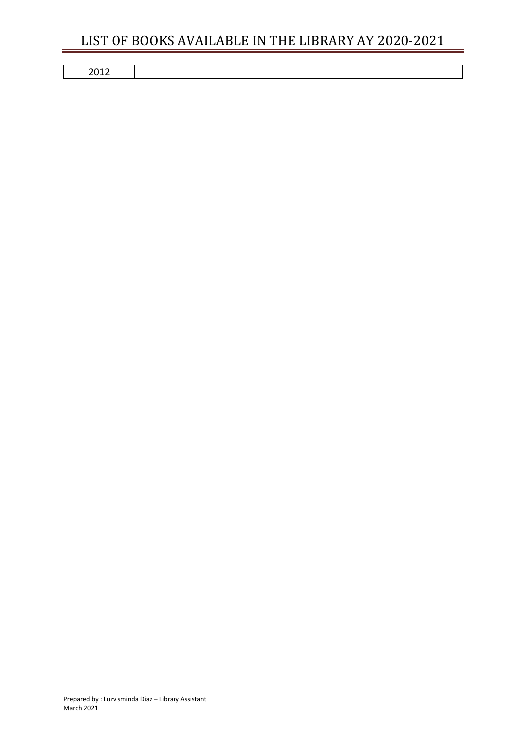| | | |
|---|---|---|
| 2012 | | |